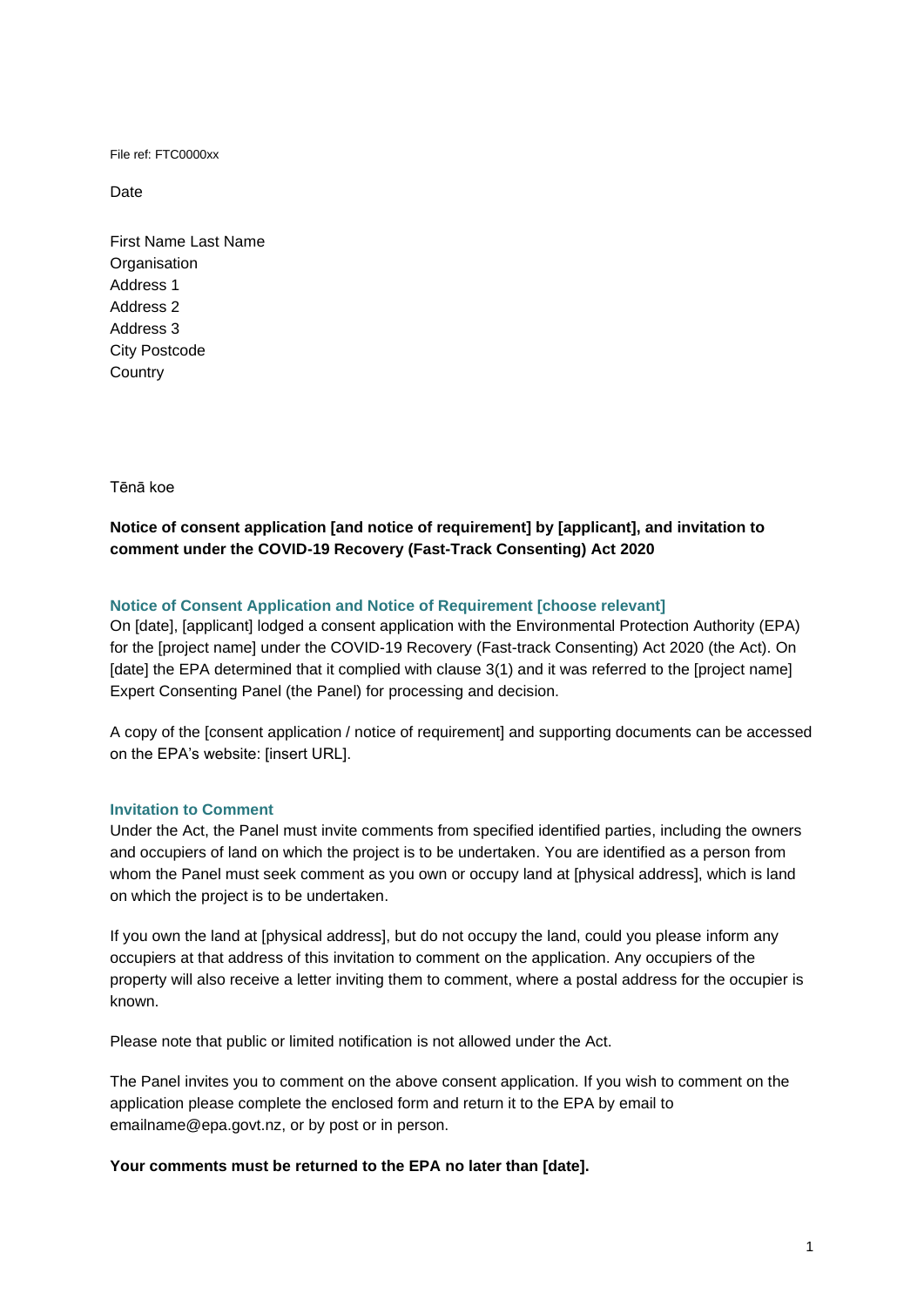File ref: FTC0000xx

Date

First Name Last Name
Organisation
Address 1
Address 2
Address 3
City Postcode
Country

Tēnā koe

**Notice of consent application [and notice of requirement] by [applicant], and invitation to comment under the COVID-19 Recovery (Fast-Track Consenting) Act 2020**

## Notice of Consent Application and Notice of Requirement [choose relevant]

On [date], [applicant] lodged a consent application with the Environmental Protection Authority (EPA) for the [project name] under the COVID-19 Recovery (Fast-track Consenting) Act 2020 (the Act). On [date] the EPA determined that it complied with clause 3(1) and it was referred to the [project name] Expert Consenting Panel (the Panel) for processing and decision.

A copy of the [consent application / notice of requirement] and supporting documents can be accessed on the EPA's website: [insert URL].

## Invitation to Comment

Under the Act, the Panel must invite comments from specified identified parties, including the owners and occupiers of land on which the project is to be undertaken. You are identified as a person from whom the Panel must seek comment as you own or occupy land at [physical address], which is land on which the project is to be undertaken.

If you own the land at [physical address], but do not occupy the land, could you please inform any occupiers at that address of this invitation to comment on the application. Any occupiers of the property will also receive a letter inviting them to comment, where a postal address for the occupier is known.

Please note that public or limited notification is not allowed under the Act.

The Panel invites you to comment on the above consent application. If you wish to comment on the application please complete the enclosed form and return it to the EPA by email to emailname@epa.govt.nz, or by post or in person.

**Your comments must be returned to the EPA no later than [date].**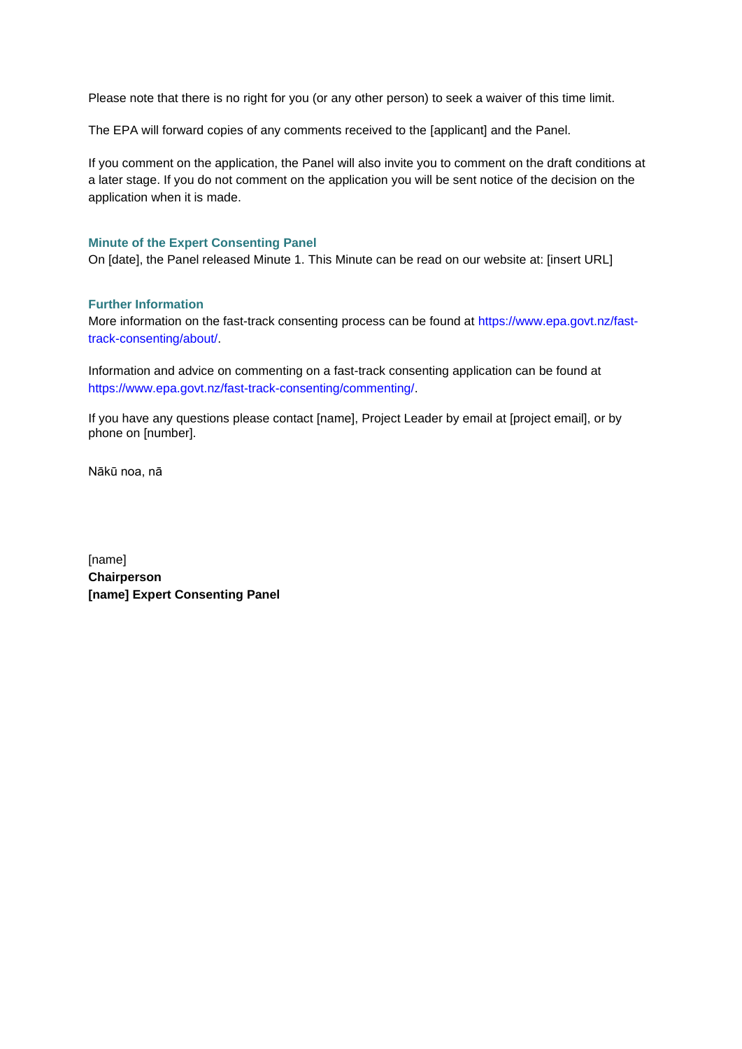Please note that there is no right for you (or any other person) to seek a waiver of this time limit.

The EPA will forward copies of any comments received to the [applicant] and the Panel.

If you comment on the application, the Panel will also invite you to comment on the draft conditions at a later stage. If you do not comment on the application you will be sent notice of the decision on the application when it is made.

### Minute of the Expert Consenting Panel

On [date], the Panel released Minute 1. This Minute can be read on our website at: [insert URL]

### Further Information

More information on the fast-track consenting process can be found at https://www.epa.govt.nz/fast-track-consenting/about/.

Information and advice on commenting on a fast-track consenting application can be found at https://www.epa.govt.nz/fast-track-consenting/commenting/.

If you have any questions please contact [name], Project Leader by email at [project email], or by phone on [number].

Nākū noa, nā

[name]
**Chairperson**
**[name] Expert Consenting Panel**